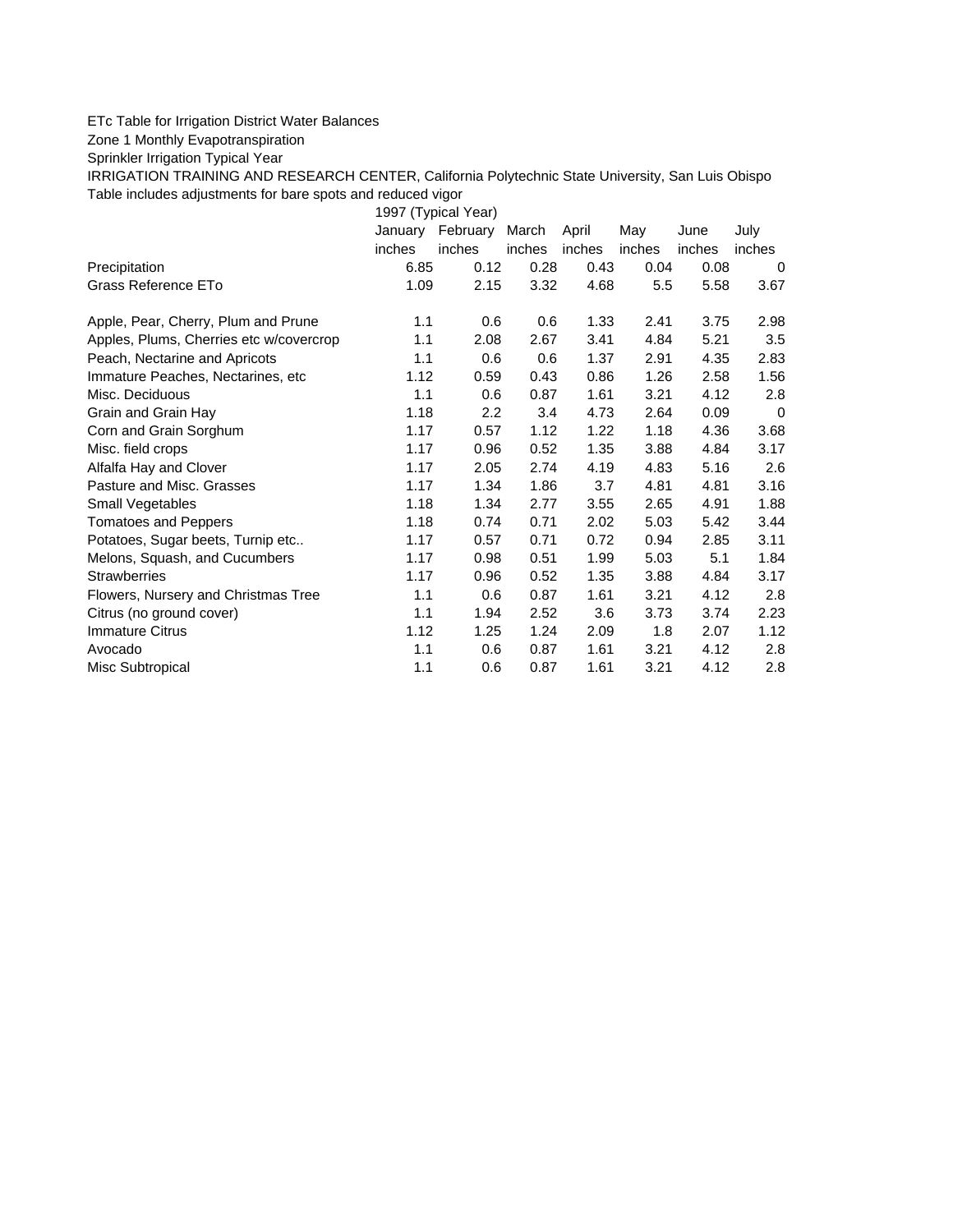ETc Table for Irrigation District Water Balances

Zone 1 Monthly Evapotranspiration

Sprinkler Irrigation Typical Year

IRRIGATION TRAINING AND RESEARCH CENTER, California Polytechnic State University, San Luis Obispo

Table includes adjustments for bare spots and reduced vigor

| | 1997 (Typical Year) | | | | | | |
|---|---|---|---|---|---|---|---|
| | January | February | March | April | May | June | July |
| | inches | inches | inches | inches | inches | inches | inches |
| Precipitation | 6.85 | 0.12 | 0.28 | 0.43 | 0.04 | 0.08 | 0 |
| Grass Reference ETo | 1.09 | 2.15 | 3.32 | 4.68 | 5.5 | 5.58 | 3.67 |
| | | | | | | | |
| Apple, Pear, Cherry, Plum and Prune | 1.1 | 0.6 | 0.6 | 1.33 | 2.41 | 3.75 | 2.98 |
| Apples, Plums, Cherries etc w/covercrop | 1.1 | 2.08 | 2.67 | 3.41 | 4.84 | 5.21 | 3.5 |
| Peach, Nectarine and Apricots | 1.1 | 0.6 | 0.6 | 1.37 | 2.91 | 4.35 | 2.83 |
| Immature Peaches, Nectarines, etc | 1.12 | 0.59 | 0.43 | 0.86 | 1.26 | 2.58 | 1.56 |
| Misc. Deciduous | 1.1 | 0.6 | 0.87 | 1.61 | 3.21 | 4.12 | 2.8 |
| Grain and Grain Hay | 1.18 | 2.2 | 3.4 | 4.73 | 2.64 | 0.09 | 0 |
| Corn and Grain Sorghum | 1.17 | 0.57 | 1.12 | 1.22 | 1.18 | 4.36 | 3.68 |
| Misc. field crops | 1.17 | 0.96 | 0.52 | 1.35 | 3.88 | 4.84 | 3.17 |
| Alfalfa Hay and Clover | 1.17 | 2.05 | 2.74 | 4.19 | 4.83 | 5.16 | 2.6 |
| Pasture and Misc. Grasses | 1.17 | 1.34 | 1.86 | 3.7 | 4.81 | 4.81 | 3.16 |
| Small Vegetables | 1.18 | 1.34 | 2.77 | 3.55 | 2.65 | 4.91 | 1.88 |
| Tomatoes and Peppers | 1.18 | 0.74 | 0.71 | 2.02 | 5.03 | 5.42 | 3.44 |
| Potatoes, Sugar beets, Turnip etc.. | 1.17 | 0.57 | 0.71 | 0.72 | 0.94 | 2.85 | 3.11 |
| Melons, Squash, and Cucumbers | 1.17 | 0.98 | 0.51 | 1.99 | 5.03 | 5.1 | 1.84 |
| Strawberries | 1.17 | 0.96 | 0.52 | 1.35 | 3.88 | 4.84 | 3.17 |
| Flowers, Nursery and Christmas Tree | 1.1 | 0.6 | 0.87 | 1.61 | 3.21 | 4.12 | 2.8 |
| Citrus (no ground cover) | 1.1 | 1.94 | 2.52 | 3.6 | 3.73 | 3.74 | 2.23 |
| Immature Citrus | 1.12 | 1.25 | 1.24 | 2.09 | 1.8 | 2.07 | 1.12 |
| Avocado | 1.1 | 0.6 | 0.87 | 1.61 | 3.21 | 4.12 | 2.8 |
| Misc Subtropical | 1.1 | 0.6 | 0.87 | 1.61 | 3.21 | 4.12 | 2.8 |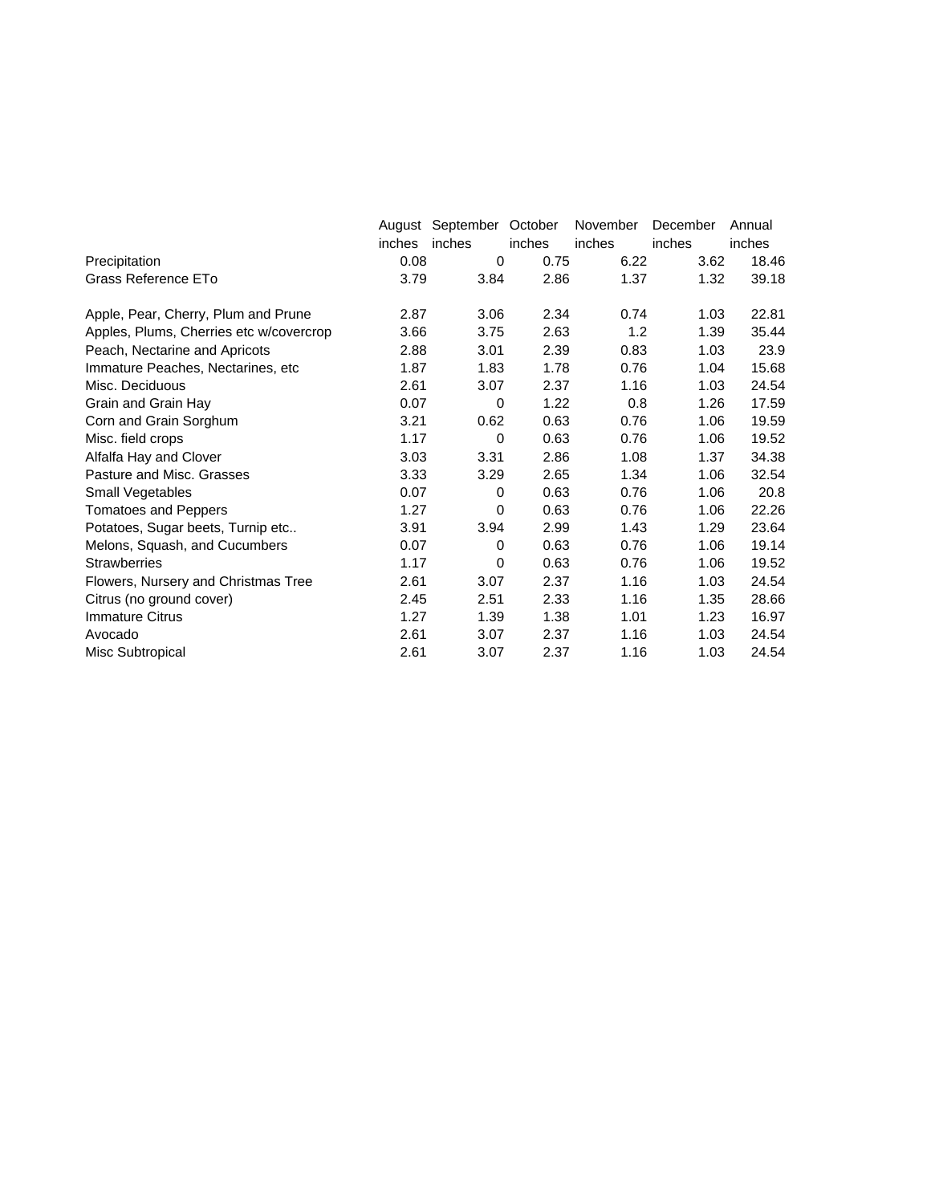| | August inches | September inches | October inches | November inches | December inches | Annual inches |
|---|---|---|---|---|---|---|
| Precipitation | 0.08 | 0 | 0.75 | 6.22 | 3.62 | 18.46 |
| Grass Reference ETo | 3.79 | 3.84 | 2.86 | 1.37 | 1.32 | 39.18 |
| | | | | | | |
| Apple, Pear, Cherry, Plum and Prune | 2.87 | 3.06 | 2.34 | 0.74 | 1.03 | 22.81 |
| Apples, Plums, Cherries etc w/covercrop | 3.66 | 3.75 | 2.63 | 1.2 | 1.39 | 35.44 |
| Peach, Nectarine and Apricots | 2.88 | 3.01 | 2.39 | 0.83 | 1.03 | 23.9 |
| Immature Peaches, Nectarines, etc | 1.87 | 1.83 | 1.78 | 0.76 | 1.04 | 15.68 |
| Misc. Deciduous | 2.61 | 3.07 | 2.37 | 1.16 | 1.03 | 24.54 |
| Grain and Grain Hay | 0.07 | 0 | 1.22 | 0.8 | 1.26 | 17.59 |
| Corn and Grain Sorghum | 3.21 | 0.62 | 0.63 | 0.76 | 1.06 | 19.59 |
| Misc. field crops | 1.17 | 0 | 0.63 | 0.76 | 1.06 | 19.52 |
| Alfalfa Hay and Clover | 3.03 | 3.31 | 2.86 | 1.08 | 1.37 | 34.38 |
| Pasture and Misc. Grasses | 3.33 | 3.29 | 2.65 | 1.34 | 1.06 | 32.54 |
| Small Vegetables | 0.07 | 0 | 0.63 | 0.76 | 1.06 | 20.8 |
| Tomatoes and Peppers | 1.27 | 0 | 0.63 | 0.76 | 1.06 | 22.26 |
| Potatoes, Sugar beets, Turnip etc.. | 3.91 | 3.94 | 2.99 | 1.43 | 1.29 | 23.64 |
| Melons, Squash, and Cucumbers | 0.07 | 0 | 0.63 | 0.76 | 1.06 | 19.14 |
| Strawberries | 1.17 | 0 | 0.63 | 0.76 | 1.06 | 19.52 |
| Flowers, Nursery and Christmas Tree | 2.61 | 3.07 | 2.37 | 1.16 | 1.03 | 24.54 |
| Citrus (no ground cover) | 2.45 | 2.51 | 2.33 | 1.16 | 1.35 | 28.66 |
| Immature Citrus | 1.27 | 1.39 | 1.38 | 1.01 | 1.23 | 16.97 |
| Avocado | 2.61 | 3.07 | 2.37 | 1.16 | 1.03 | 24.54 |
| Misc Subtropical | 2.61 | 3.07 | 2.37 | 1.16 | 1.03 | 24.54 |